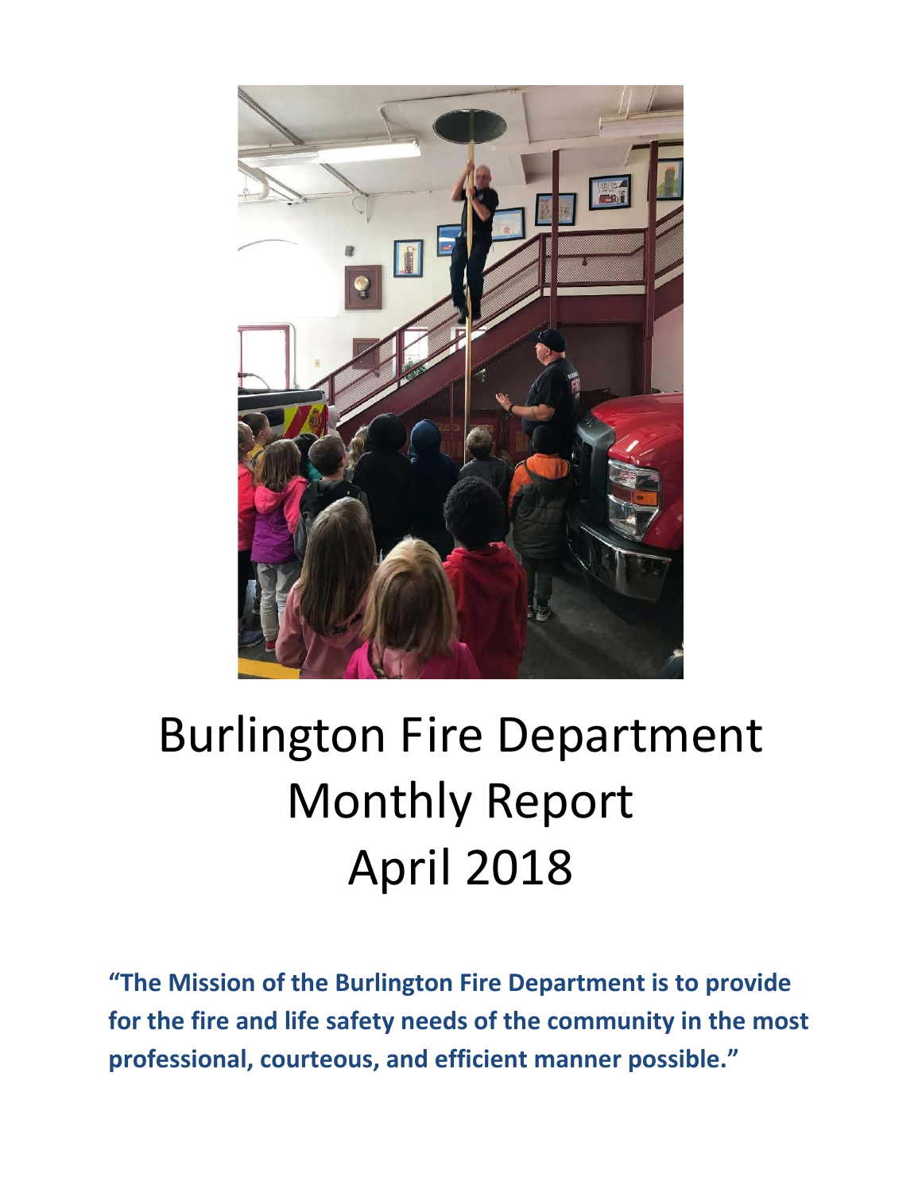# Burlington Fire Department Monthly Report April 2018

**"The Mission of the Burlington Fire Department is to provide for the fire and life safety needs of the community in the most professional, courteous, and efficient manner possible."**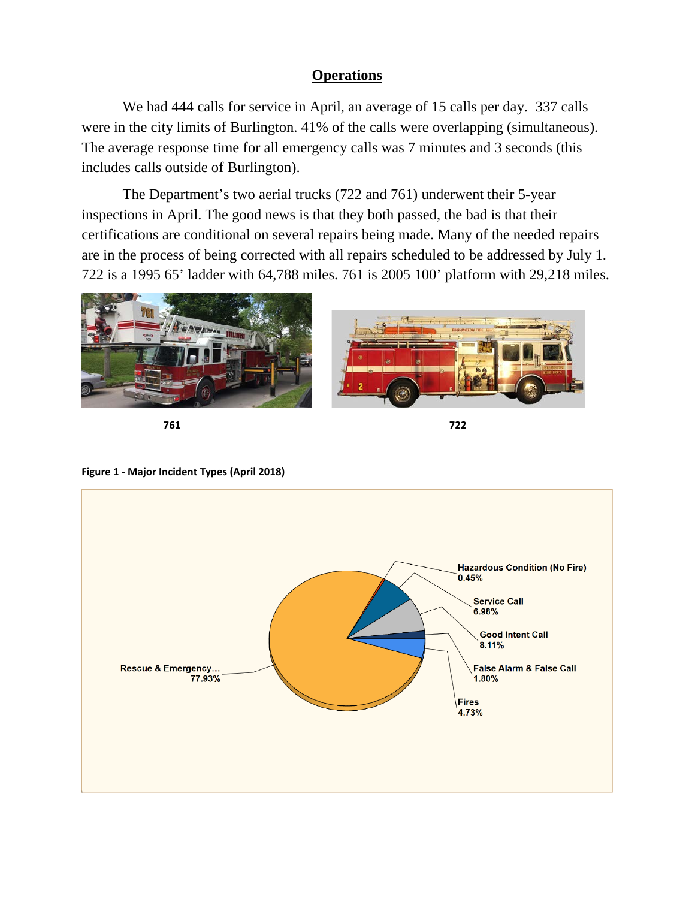## Operations

We had 444 calls for service in April, an average of 15 calls per day. 337 calls were in the city limits of Burlington. 41% of the calls were overlapping (simultaneous). The average response time for all emergency calls was 7 minutes and 3 seconds (this includes calls outside of Burlington).

The Department's two aerial trucks (722 and 761) underwent their 5-year inspections in April. The good news is that they both passed, the bad is that their certifications are conditional on several repairs being made. Many of the needed repairs are in the process of being corrected with all repairs scheduled to be addressed by July 1. 722 is a 1995 65' ladder with 64,788 miles. 761 is 2005 100' platform with 29,218 miles.

761

722

**Figure 1 - Major Incident Types (April 2018)**

| Incident Type | Percentage |
|---|---|
| Rescue & Emergency... | 77.93% |
| Hazardous Condition (No Fire) | 0.45% |
| Service Call | 6.98% |
| Good Intent Call | 8.11% |
| False Alarm & False Call | 1.80% |
| Fires | 4.73% |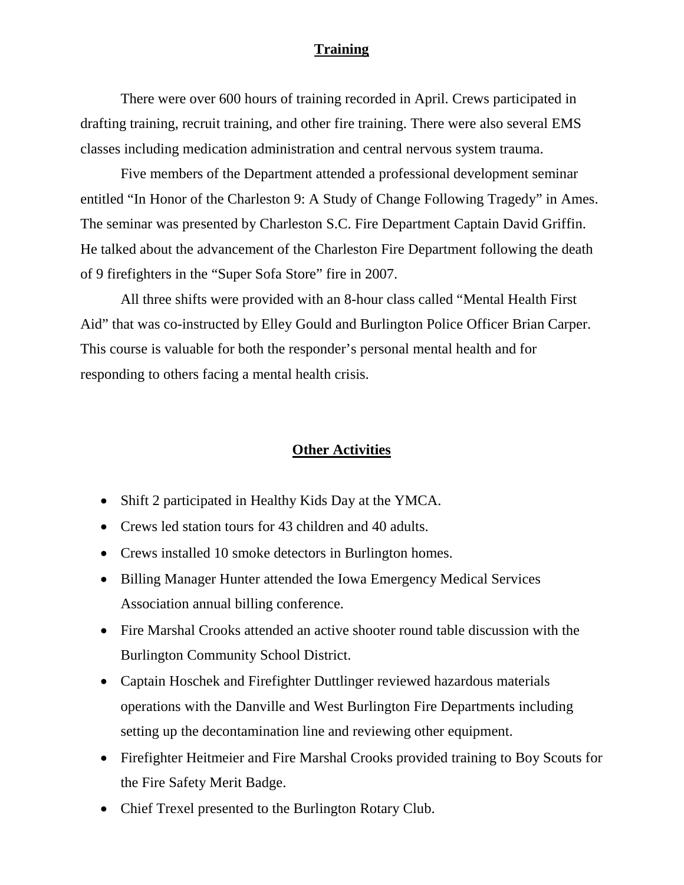## Training

There were over 600 hours of training recorded in April. Crews participated in drafting training, recruit training, and other fire training. There were also several EMS classes including medication administration and central nervous system trauma.

Five members of the Department attended a professional development seminar entitled "In Honor of the Charleston 9: A Study of Change Following Tragedy" in Ames. The seminar was presented by Charleston S.C. Fire Department Captain David Griffin. He talked about the advancement of the Charleston Fire Department following the death of 9 firefighters in the "Super Sofa Store" fire in 2007.

All three shifts were provided with an 8-hour class called "Mental Health First Aid" that was co-instructed by Elley Gould and Burlington Police Officer Brian Carper. This course is valuable for both the responder's personal mental health and for responding to others facing a mental health crisis.

## Other Activities

- Shift 2 participated in Healthy Kids Day at the YMCA.
- Crews led station tours for 43 children and 40 adults.
- Crews installed 10 smoke detectors in Burlington homes.
- Billing Manager Hunter attended the Iowa Emergency Medical Services Association annual billing conference.
- Fire Marshal Crooks attended an active shooter round table discussion with the Burlington Community School District.
- Captain Hoschek and Firefighter Duttlinger reviewed hazardous materials operations with the Danville and West Burlington Fire Departments including setting up the decontamination line and reviewing other equipment.
- Firefighter Heitmeier and Fire Marshal Crooks provided training to Boy Scouts for the Fire Safety Merit Badge.
- Chief Trexel presented to the Burlington Rotary Club.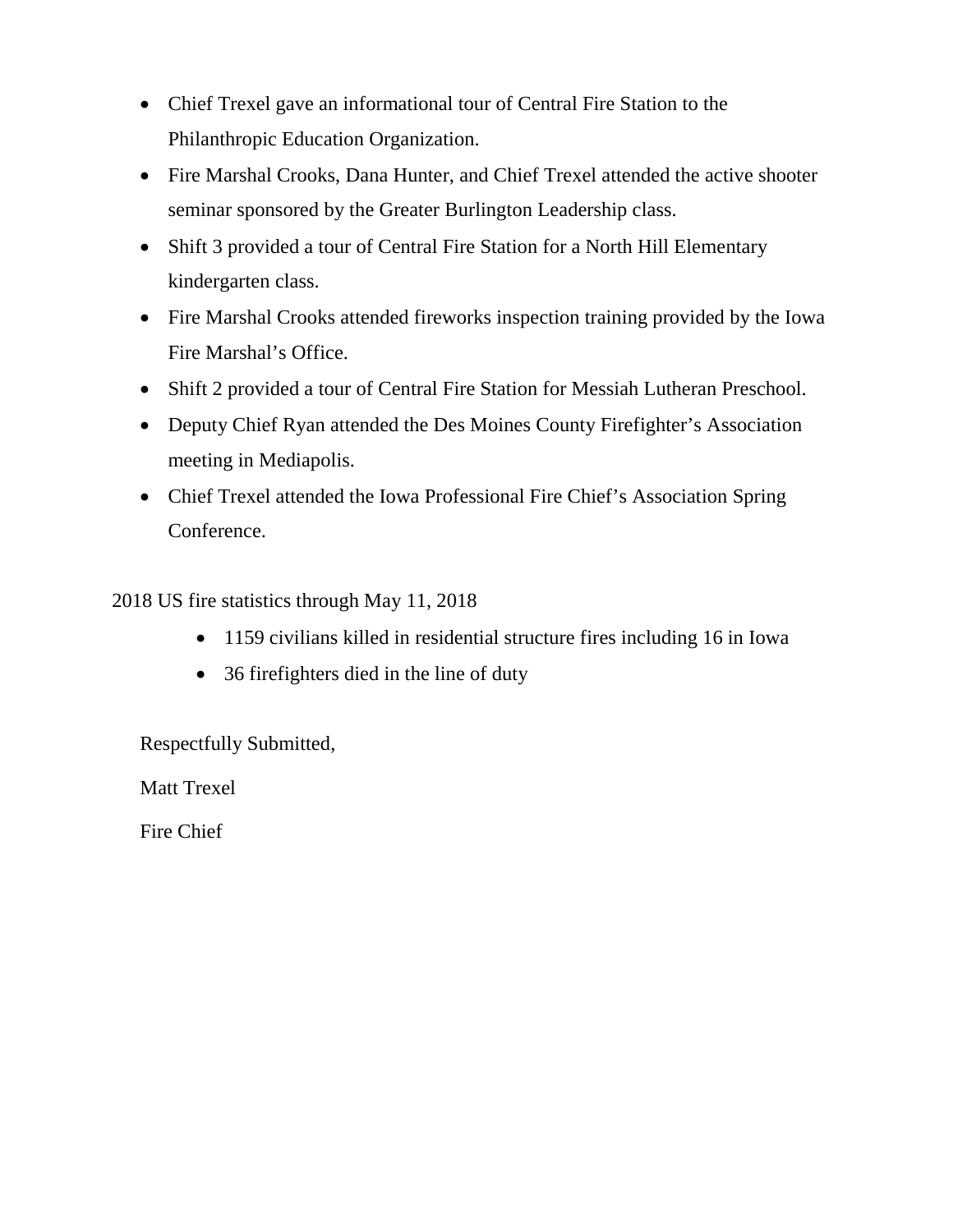- Chief Trexel gave an informational tour of Central Fire Station to the Philanthropic Education Organization.
- Fire Marshal Crooks, Dana Hunter, and Chief Trexel attended the active shooter seminar sponsored by the Greater Burlington Leadership class.
- Shift 3 provided a tour of Central Fire Station for a North Hill Elementary kindergarten class.
- Fire Marshal Crooks attended fireworks inspection training provided by the Iowa Fire Marshal's Office.
- Shift 2 provided a tour of Central Fire Station for Messiah Lutheran Preschool.
- Deputy Chief Ryan attended the Des Moines County Firefighter's Association meeting in Mediapolis.
- Chief Trexel attended the Iowa Professional Fire Chief's Association Spring Conference.

2018 US fire statistics through May 11, 2018

- 1159 civilians killed in residential structure fires including 16 in Iowa
- 36 firefighters died in the line of duty

Respectfully Submitted,

Matt Trexel

Fire Chief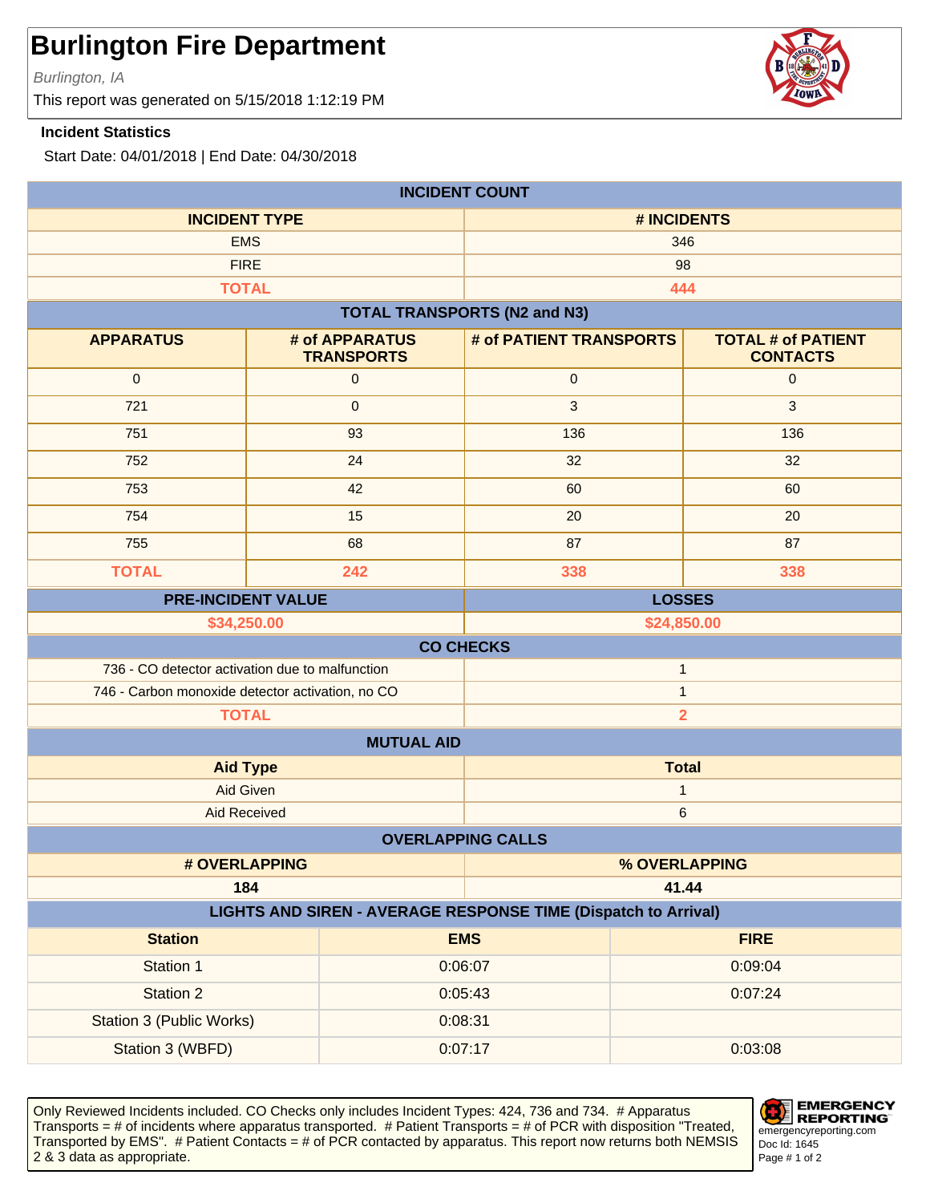# Burlington Fire Department

*Burlington, IA*

This report was generated on 5/15/2018 1:12:19 PM

**Incident Statistics**

Start Date: 04/01/2018 | End Date: 04/30/2018

## INCIDENT COUNT

| INCIDENT TYPE | # INCIDENTS |
|---|---|
| EMS | 346 |
| FIRE | 98 |
| **TOTAL** | **444** |

## TOTAL TRANSPORTS (N2 and N3)

| APPARATUS | # of APPARATUS TRANSPORTS | # of PATIENT TRANSPORTS | TOTAL # of PATIENT CONTACTS |
|---|---|---|---|
| 0 | 0 | 0 | 0 |
| 721 | 0 | 3 | 3 |
| 751 | 93 | 136 | 136 |
| 752 | 24 | 32 | 32 |
| 753 | 42 | 60 | 60 |
| 754 | 15 | 20 | 20 |
| 755 | 68 | 87 | 87 |
| **TOTAL** | **242** | **338** | **338** |

| PRE-INCIDENT VALUE | LOSSES |
|---|---|
| $34,250.00 | $24,850.00 |

## CO CHECKS

| | |
|---|---|
| 736 - CO detector activation due to malfunction | 1 |
| 746 - Carbon monoxide detector activation, no CO | 1 |
| **TOTAL** | **2** |

## MUTUAL AID

| Aid Type | Total |
|---|---|
| Aid Given | 1 |
| Aid Received | 6 |

## OVERLAPPING CALLS

| # OVERLAPPING | % OVERLAPPING |
|---|---|
| 184 | 41.44 |

## LIGHTS AND SIREN - AVERAGE RESPONSE TIME (Dispatch to Arrival)

| Station | EMS | FIRE |
|---|---|---|
| Station 1 | 0:06:07 | 0:09:04 |
| Station 2 | 0:05:43 | 0:07:24 |
| Station 3 (Public Works) | 0:08:31 | |
| Station 3 (WBFD) | 0:07:17 | 0:03:08 |

Only Reviewed Incidents included. CO Checks only includes Incident Types: 424, 736 and 734. # Apparatus Transports = # of incidents where apparatus transported. # Patient Transports = # of PCR with disposition "Treated, Transported by EMS". # Patient Contacts = # of PCR contacted by apparatus. This report now returns both NEMSIS 2 & 3 data as appropriate.

EMERGENCY REPORTING
emergencyreporting.com
Doc Id: 1645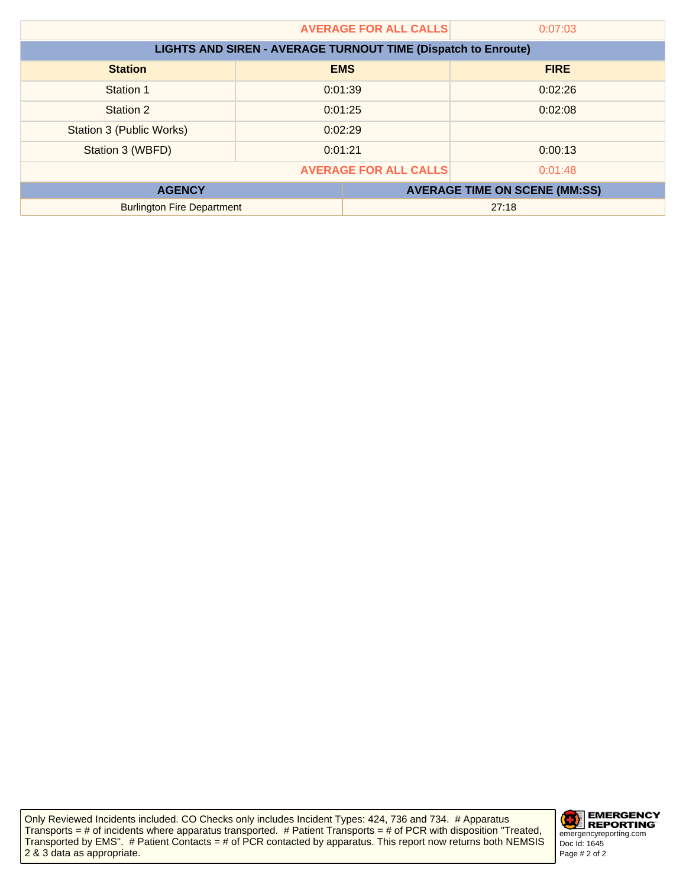| | AVERAGE FOR ALL CALLS | 0:07:03 |
|---|---|---|

**LIGHTS AND SIREN - AVERAGE TURNOUT TIME (Dispatch to Enroute)**

| Station | EMS | FIRE |
|---|---|---|
| Station 1 | 0:01:39 | 0:02:26 |
| Station 2 | 0:01:25 | 0:02:08 |
| Station 3 (Public Works) | 0:02:29 | |
| Station 3 (WBFD) | 0:01:21 | 0:00:13 |
| | AVERAGE FOR ALL CALLS | 0:01:48 |

| AGENCY | AVERAGE TIME ON SCENE (MM:SS) |
|---|---|
| Burlington Fire Department | 27:18 |

Only Reviewed Incidents included. CO Checks only includes Incident Types: 424, 736 and 734. # Apparatus Transports = # of incidents where apparatus transported. # Patient Transports = # of PCR with disposition "Treated, Transported by EMS". # Patient Contacts = # of PCR contacted by apparatus. This report now returns both NEMSIS 2 & 3 data as appropriate.

EMERGENCY REPORTING
emergencyreporting.com
Doc Id: 1645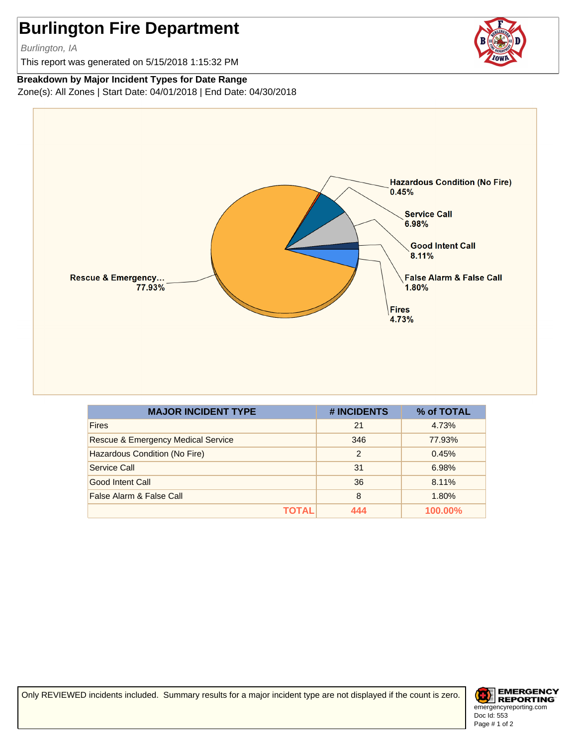# Burlington Fire Department

*Burlington, IA*

This report was generated on 5/15/2018 1:15:32 PM

**Breakdown by Major Incident Types for Date Range**

Zone(s): All Zones | Start Date: 04/01/2018 | End Date: 04/30/2018

Hazardous Condition (No Fire) 0.45%
Service Call 6.98%
Good Intent Call 8.11%
False Alarm & False Call 1.80%
Fires 4.73%
Rescue & Emergency... 77.93%

| MAJOR INCIDENT TYPE | # INCIDENTS | % of TOTAL |
|---|---|---|
| Fires | 21 | 4.73% |
| Rescue & Emergency Medical Service | 346 | 77.93% |
| Hazardous Condition (No Fire) | 2 | 0.45% |
| Service Call | 31 | 6.98% |
| Good Intent Call | 36 | 8.11% |
| False Alarm & False Call | 8 | 1.80% |
| **TOTAL** | **444** | **100.00%** |

Only REVIEWED incidents included. Summary results for a major incident type are not displayed if the count is zero.

EMERGENCY REPORTING
emergencyreporting.com
Doc Id: 553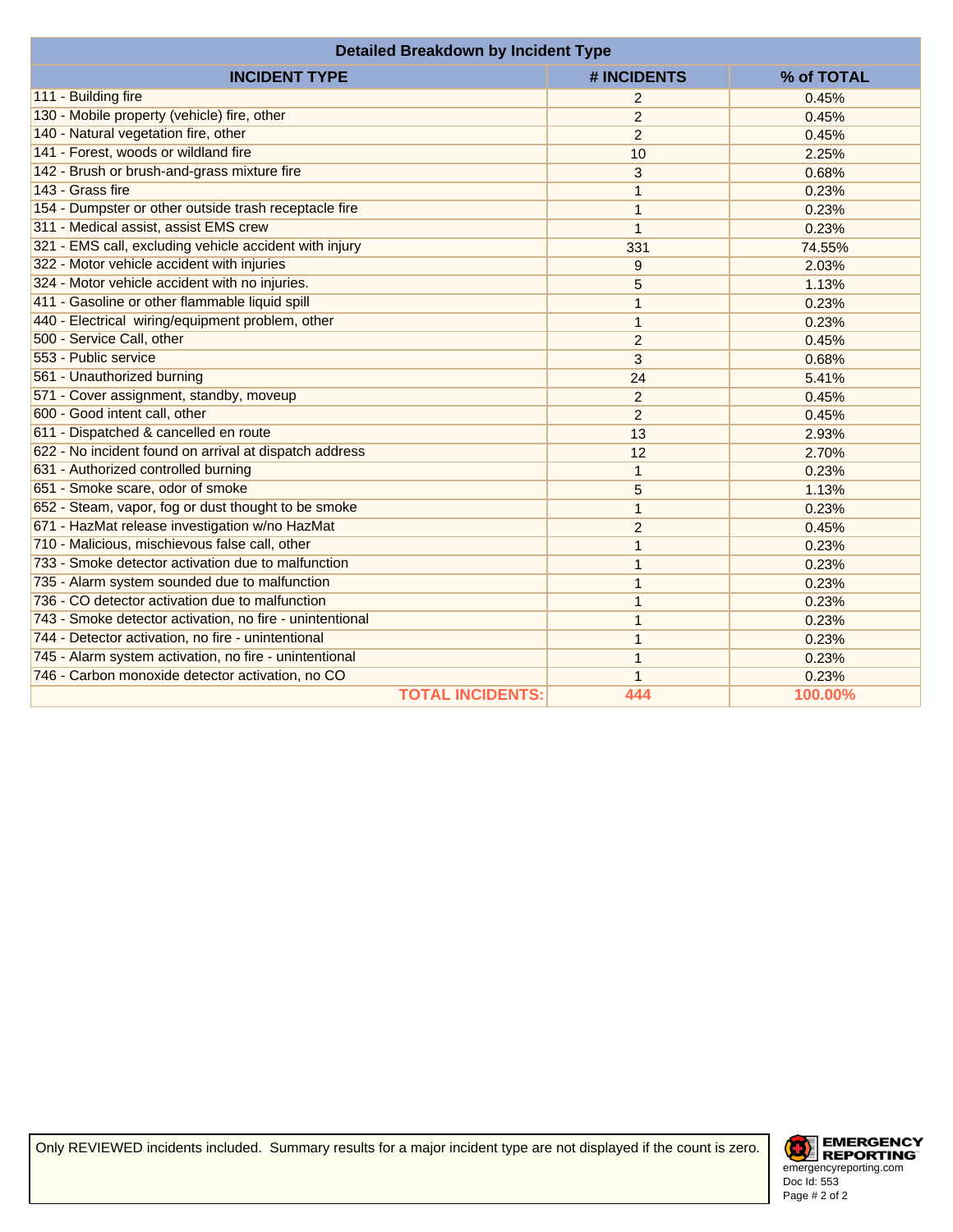## Detailed Breakdown by Incident Type

| INCIDENT TYPE | # INCIDENTS | % of TOTAL |
|---|---|---|
| 111 - Building fire | 2 | 0.45% |
| 130 - Mobile property (vehicle) fire, other | 2 | 0.45% |
| 140 - Natural vegetation fire, other | 2 | 0.45% |
| 141 - Forest, woods or wildland fire | 10 | 2.25% |
| 142 - Brush or brush-and-grass mixture fire | 3 | 0.68% |
| 143 - Grass fire | 1 | 0.23% |
| 154 - Dumpster or other outside trash receptacle fire | 1 | 0.23% |
| 311 - Medical assist, assist EMS crew | 1 | 0.23% |
| 321 - EMS call, excluding vehicle accident with injury | 331 | 74.55% |
| 322 - Motor vehicle accident with injuries | 9 | 2.03% |
| 324 - Motor vehicle accident with no injuries. | 5 | 1.13% |
| 411 - Gasoline or other flammable liquid spill | 1 | 0.23% |
| 440 - Electrical wiring/equipment problem, other | 1 | 0.23% |
| 500 - Service Call, other | 2 | 0.45% |
| 553 - Public service | 3 | 0.68% |
| 561 - Unauthorized burning | 24 | 5.41% |
| 571 - Cover assignment, standby, moveup | 2 | 0.45% |
| 600 - Good intent call, other | 2 | 0.45% |
| 611 - Dispatched & cancelled en route | 13 | 2.93% |
| 622 - No incident found on arrival at dispatch address | 12 | 2.70% |
| 631 - Authorized controlled burning | 1 | 0.23% |
| 651 - Smoke scare, odor of smoke | 5 | 1.13% |
| 652 - Steam, vapor, fog or dust thought to be smoke | 1 | 0.23% |
| 671 - HazMat release investigation w/no HazMat | 2 | 0.45% |
| 710 - Malicious, mischievous false call, other | 1 | 0.23% |
| 733 - Smoke detector activation due to malfunction | 1 | 0.23% |
| 735 - Alarm system sounded due to malfunction | 1 | 0.23% |
| 736 - CO detector activation due to malfunction | 1 | 0.23% |
| 743 - Smoke detector activation, no fire - unintentional | 1 | 0.23% |
| 744 - Detector activation, no fire - unintentional | 1 | 0.23% |
| 745 - Alarm system activation, no fire - unintentional | 1 | 0.23% |
| 746 - Carbon monoxide detector activation, no CO | 1 | 0.23% |
| **TOTAL INCIDENTS:** | **444** | **100.00%** |

Only REVIEWED incidents included. Summary results for a major incident type are not displayed if the count is zero.

EMERGENCY REPORTING
emergencyreporting.com
Doc Id: 553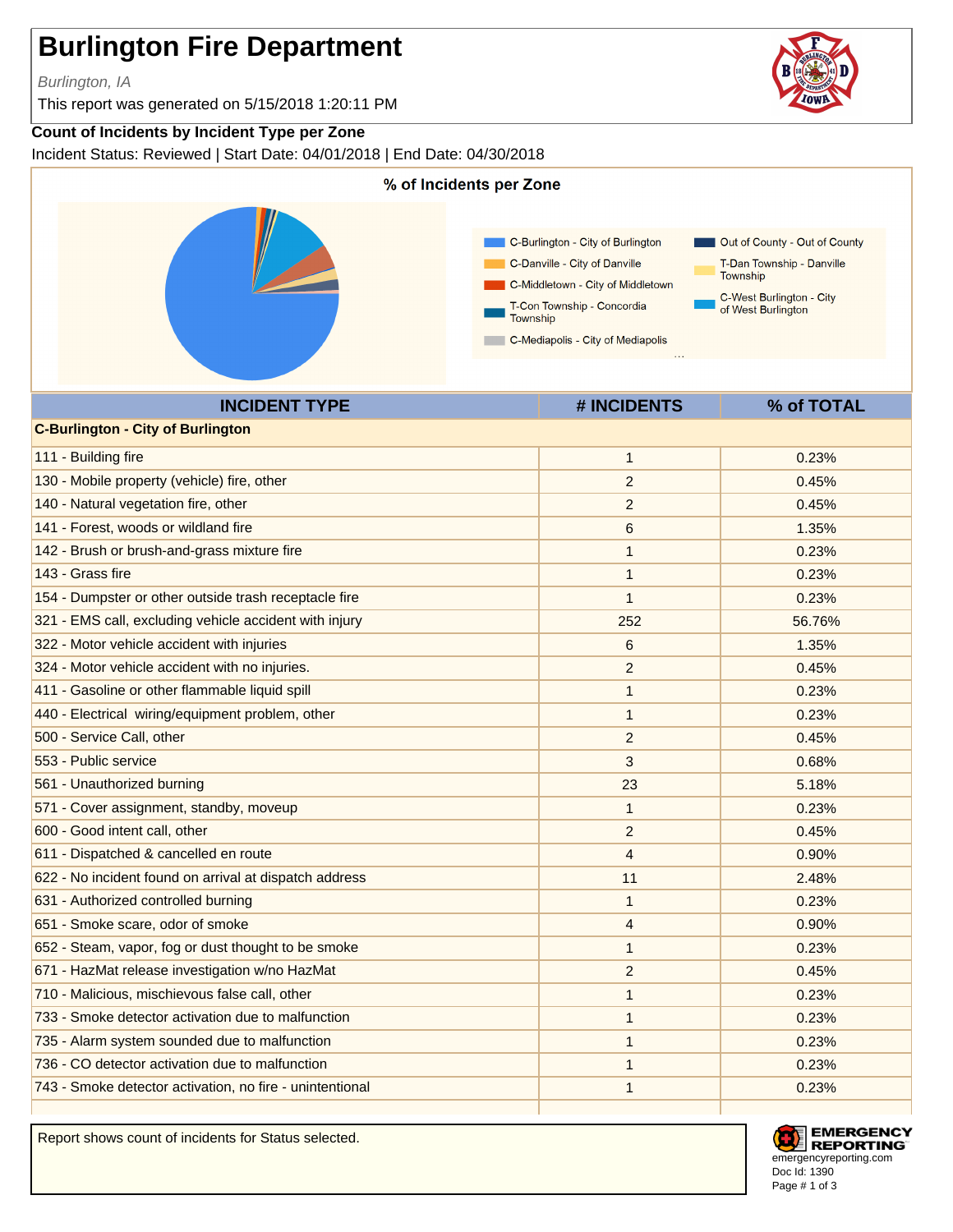# Burlington Fire Department

*Burlington, IA*

This report was generated on 5/15/2018 1:20:11 PM

**Count of Incidents by Incident Type per Zone**

Incident Status: Reviewed | Start Date: 04/01/2018 | End Date: 04/30/2018

**% of Incidents per Zone**

- C-Burlington - City of Burlington
- C-Danville - City of Danville
- C-Middletown - City of Middletown
- T-Con Township - Concordia Township
- C-Mediapolis - City of Mediapolis
- Out of County - Out of County
- T-Dan Township - Danville Township
- C-West Burlington - City of West Burlington

| INCIDENT TYPE | # INCIDENTS | % of TOTAL |
|---|---|---|
| **C-Burlington - City of Burlington** | | |
| 111 - Building fire | 1 | 0.23% |
| 130 - Mobile property (vehicle) fire, other | 2 | 0.45% |
| 140 - Natural vegetation fire, other | 2 | 0.45% |
| 141 - Forest, woods or wildland fire | 6 | 1.35% |
| 142 - Brush or brush-and-grass mixture fire | 1 | 0.23% |
| 143 - Grass fire | 1 | 0.23% |
| 154 - Dumpster or other outside trash receptacle fire | 1 | 0.23% |
| 321 - EMS call, excluding vehicle accident with injury | 252 | 56.76% |
| 322 - Motor vehicle accident with injuries | 6 | 1.35% |
| 324 - Motor vehicle accident with no injuries. | 2 | 0.45% |
| 411 - Gasoline or other flammable liquid spill | 1 | 0.23% |
| 440 - Electrical wiring/equipment problem, other | 1 | 0.23% |
| 500 - Service Call, other | 2 | 0.45% |
| 553 - Public service | 3 | 0.68% |
| 561 - Unauthorized burning | 23 | 5.18% |
| 571 - Cover assignment, standby, moveup | 1 | 0.23% |
| 600 - Good intent call, other | 2 | 0.45% |
| 611 - Dispatched & cancelled en route | 4 | 0.90% |
| 622 - No incident found on arrival at dispatch address | 11 | 2.48% |
| 631 - Authorized controlled burning | 1 | 0.23% |
| 651 - Smoke scare, odor of smoke | 4 | 0.90% |
| 652 - Steam, vapor, fog or dust thought to be smoke | 1 | 0.23% |
| 671 - HazMat release investigation w/no HazMat | 2 | 0.45% |
| 710 - Malicious, mischievous false call, other | 1 | 0.23% |
| 733 - Smoke detector activation due to malfunction | 1 | 0.23% |
| 735 - Alarm system sounded due to malfunction | 1 | 0.23% |
| 736 - CO detector activation due to malfunction | 1 | 0.23% |
| 743 - Smoke detector activation, no fire - unintentional | 1 | 0.23% |

Report shows count of incidents for Status selected.

EMERGENCY REPORTING
emergencyreporting.com
Doc Id: 1390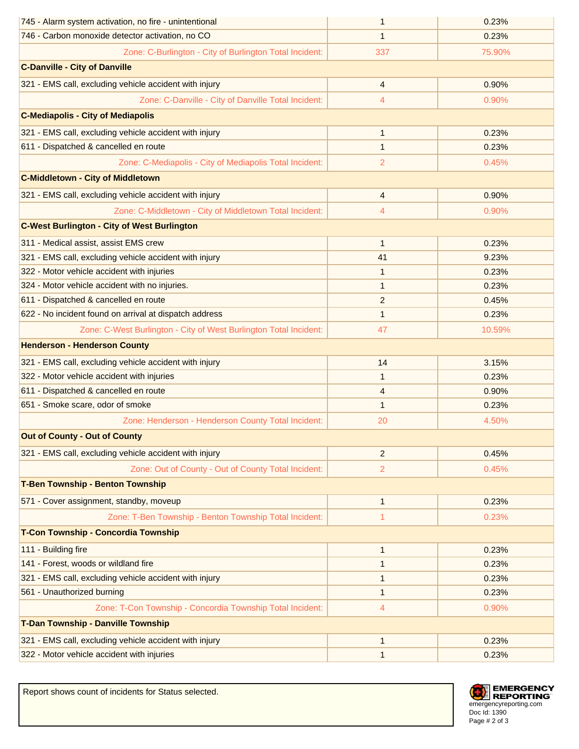| | | |
|---|---|---|
| 745 - Alarm system activation, no fire - unintentional | 1 | 0.23% |
| 746 - Carbon monoxide detector activation, no CO | 1 | 0.23% |
| Zone: C-Burlington - City of Burlington Total Incident: | 337 | 75.90% |
| **C-Danville - City of Danville** | | |
| 321 - EMS call, excluding vehicle accident with injury | 4 | 0.90% |
| Zone: C-Danville - City of Danville Total Incident: | 4 | 0.90% |
| **C-Mediapolis - City of Mediapolis** | | |
| 321 - EMS call, excluding vehicle accident with injury | 1 | 0.23% |
| 611 - Dispatched & cancelled en route | 1 | 0.23% |
| Zone: C-Mediapolis - City of Mediapolis Total Incident: | 2 | 0.45% |
| **C-Middletown - City of Middletown** | | |
| 321 - EMS call, excluding vehicle accident with injury | 4 | 0.90% |
| Zone: C-Middletown - City of Middletown Total Incident: | 4 | 0.90% |
| **C-West Burlington - City of West Burlington** | | |
| 311 - Medical assist, assist EMS crew | 1 | 0.23% |
| 321 - EMS call, excluding vehicle accident with injury | 41 | 9.23% |
| 322 - Motor vehicle accident with injuries | 1 | 0.23% |
| 324 - Motor vehicle accident with no injuries. | 1 | 0.23% |
| 611 - Dispatched & cancelled en route | 2 | 0.45% |
| 622 - No incident found on arrival at dispatch address | 1 | 0.23% |
| Zone: C-West Burlington - City of West Burlington Total Incident: | 47 | 10.59% |
| **Henderson - Henderson County** | | |
| 321 - EMS call, excluding vehicle accident with injury | 14 | 3.15% |
| 322 - Motor vehicle accident with injuries | 1 | 0.23% |
| 611 - Dispatched & cancelled en route | 4 | 0.90% |
| 651 - Smoke scare, odor of smoke | 1 | 0.23% |
| Zone: Henderson - Henderson County Total Incident: | 20 | 4.50% |
| **Out of County - Out of County** | | |
| 321 - EMS call, excluding vehicle accident with injury | 2 | 0.45% |
| Zone: Out of County - Out of County Total Incident: | 2 | 0.45% |
| **T-Ben Township - Benton Township** | | |
| 571 - Cover assignment, standby, moveup | 1 | 0.23% |
| Zone: T-Ben Township - Benton Township Total Incident: | 1 | 0.23% |
| **T-Con Township - Concordia Township** | | |
| 111 - Building fire | 1 | 0.23% |
| 141 - Forest, woods or wildland fire | 1 | 0.23% |
| 321 - EMS call, excluding vehicle accident with injury | 1 | 0.23% |
| 561 - Unauthorized burning | 1 | 0.23% |
| Zone: T-Con Township - Concordia Township Total Incident: | 4 | 0.90% |
| **T-Dan Township - Danville Township** | | |
| 321 - EMS call, excluding vehicle accident with injury | 1 | 0.23% |
| 322 - Motor vehicle accident with injuries | 1 | 0.23% |

Report shows count of incidents for Status selected.

EMERGENCY REPORTING
emergencyreporting.com
Doc Id: 1390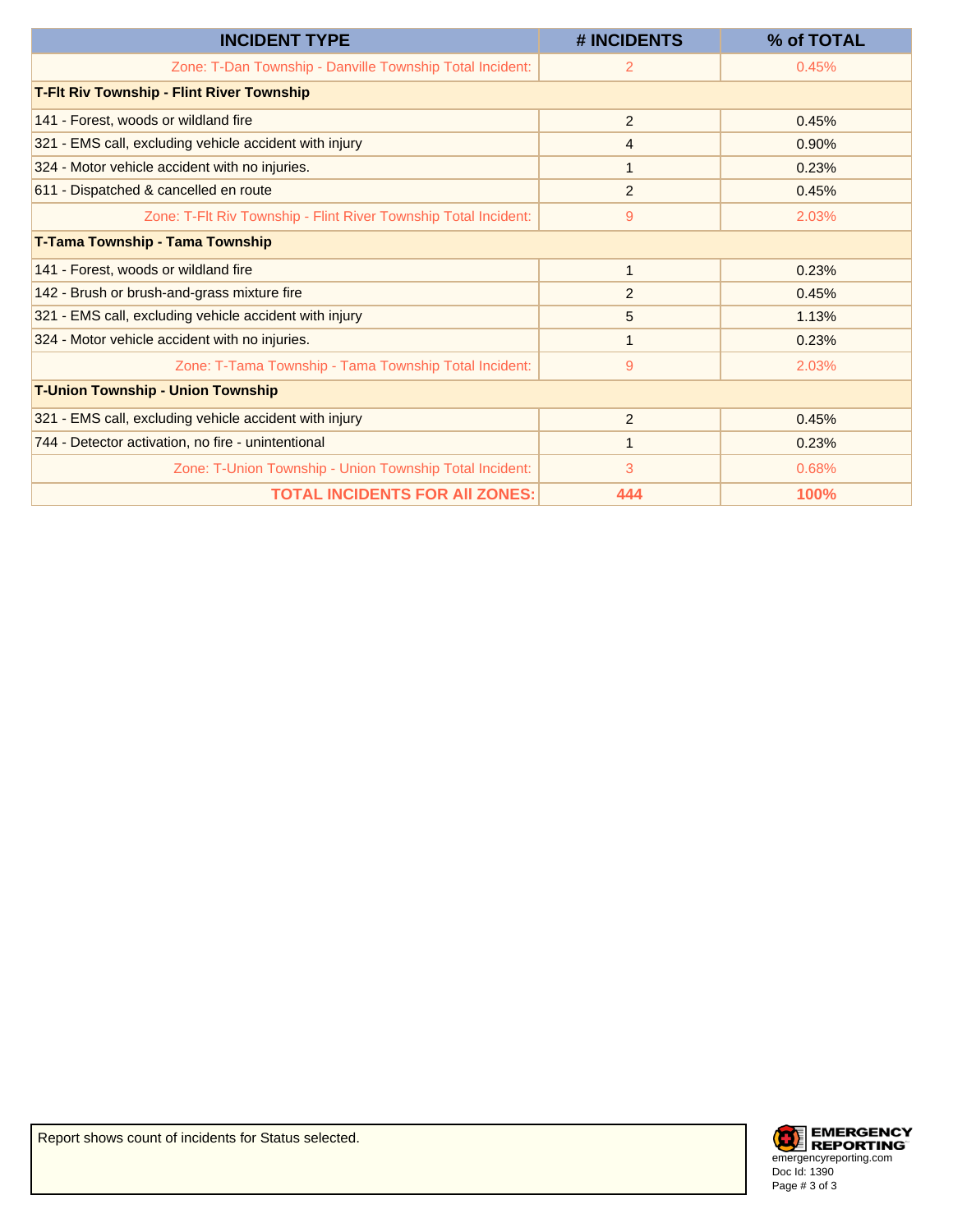| INCIDENT TYPE | # INCIDENTS | % of TOTAL |
|---|---|---|
| Zone: T-Dan Township - Danville Township Total Incident: | 2 | 0.45% |
| **T-Flt Riv Township - Flint River Township** | | |
| 141 - Forest, woods or wildland fire | 2 | 0.45% |
| 321 - EMS call, excluding vehicle accident with injury | 4 | 0.90% |
| 324 - Motor vehicle accident with no injuries. | 1 | 0.23% |
| 611 - Dispatched & cancelled en route | 2 | 0.45% |
| Zone: T-Flt Riv Township - Flint River Township Total Incident: | 9 | 2.03% |
| **T-Tama Township - Tama Township** | | |
| 141 - Forest, woods or wildland fire | 1 | 0.23% |
| 142 - Brush or brush-and-grass mixture fire | 2 | 0.45% |
| 321 - EMS call, excluding vehicle accident with injury | 5 | 1.13% |
| 324 - Motor vehicle accident with no injuries. | 1 | 0.23% |
| Zone: T-Tama Township - Tama Township Total Incident: | 9 | 2.03% |
| **T-Union Township - Union Township** | | |
| 321 - EMS call, excluding vehicle accident with injury | 2 | 0.45% |
| 744 - Detector activation, no fire - unintentional | 1 | 0.23% |
| Zone: T-Union Township - Union Township Total Incident: | 3 | 0.68% |
| **TOTAL INCIDENTS FOR All ZONES:** | **444** | **100%** |

Report shows count of incidents for Status selected.

EMERGENCY REPORTING
emergencyreporting.com
Doc Id: 1390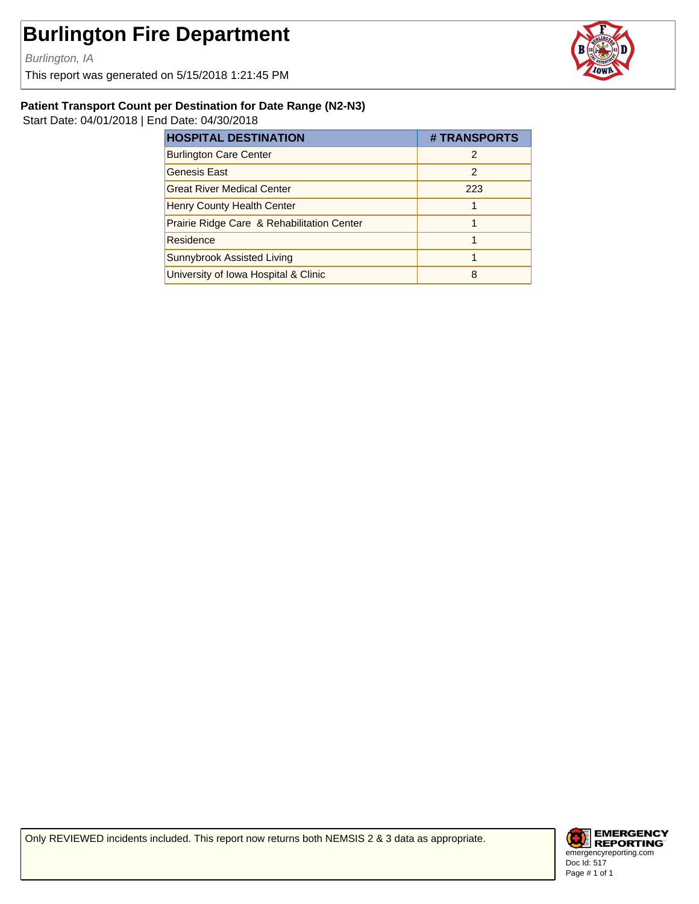# Burlington Fire Department

*Burlington, IA*

This report was generated on 5/15/2018 1:21:45 PM

### Patient Transport Count per Destination for Date Range (N2-N3)

Start Date: 04/01/2018 | End Date: 04/30/2018

| HOSPITAL DESTINATION | # TRANSPORTS |
|---|---|
| Burlington Care Center | 2 |
| Genesis East | 2 |
| Great River Medical Center | 223 |
| Henry County Health Center | 1 |
| Prairie Ridge Care  & Rehabilitation Center | 1 |
| Residence | 1 |
| Sunnybrook Assisted Living | 1 |
| University of Iowa Hospital & Clinic | 8 |

Only REVIEWED incidents included. This report now returns both NEMSIS 2 & 3 data as appropriate.

EMERGENCY REPORTING
emergencyreporting.com
Doc Id: 517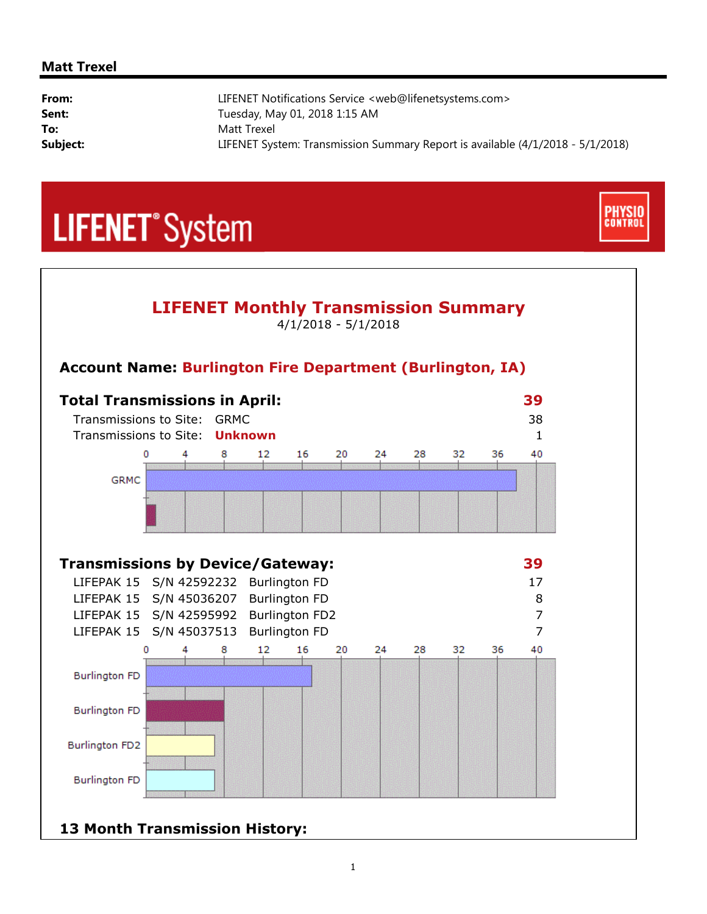**Matt Trexel**

| | |
|---|---|
| **From:** | LIFENET Notifications Service <web@lifenetsystems.com> |
| **Sent:** | Tuesday, May 01, 2018 1:15 AM |
| **To:** | Matt Trexel |
| **Subject:** | LIFENET System: Transmission Summary Report is available (4/1/2018 - 5/1/2018) |

LIFENET® System

PHYSIO CONTROL

## LIFENET Monthly Transmission Summary

4/1/2018 - 5/1/2018

### Account Name: Burlington Fire Department (Burlington, IA)

### Total Transmissions in April: 39

| | | |
|---|---|---|
| Transmissions to Site: | GRMC | 38 |
| Transmissions to Site: | **Unknown** | 1 |

### Transmissions by Device/Gateway: 39

| | | | |
|---|---|---|---|
| LIFEPAK 15 | S/N 42592232 | Burlington FD | 17 |
| LIFEPAK 15 | S/N 45036207 | Burlington FD | 8 |
| LIFEPAK 15 | S/N 42595992 | Burlington FD2 | 7 |
| LIFEPAK 15 | S/N 45037513 | Burlington FD | 7 |

### 13 Month Transmission History: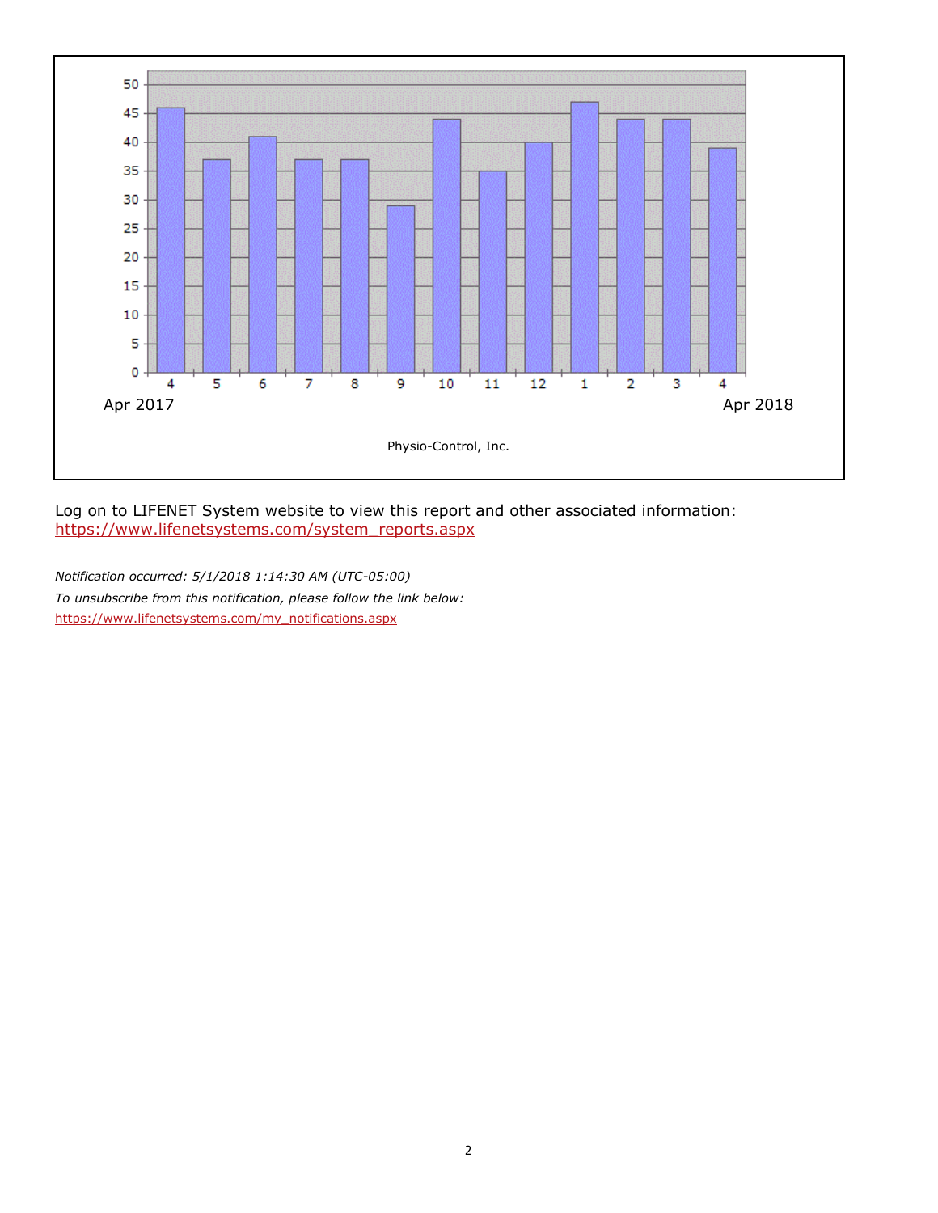50
45
40
35
30
25
20
15
10
5
0

4 5 6 7 8 9 10 11 12 1 2 3 4

Apr 2017

Apr 2018

Physio-Control, Inc.

Log on to LIFENET System website to view this report and other associated information:
https://www.lifenetsystems.com/system_reports.aspx

*Notification occurred: 5/1/2018 1:14:30 AM (UTC-05:00)*

*To unsubscribe from this notification, please follow the link below:*

https://www.lifenetsystems.com/my_notifications.aspx